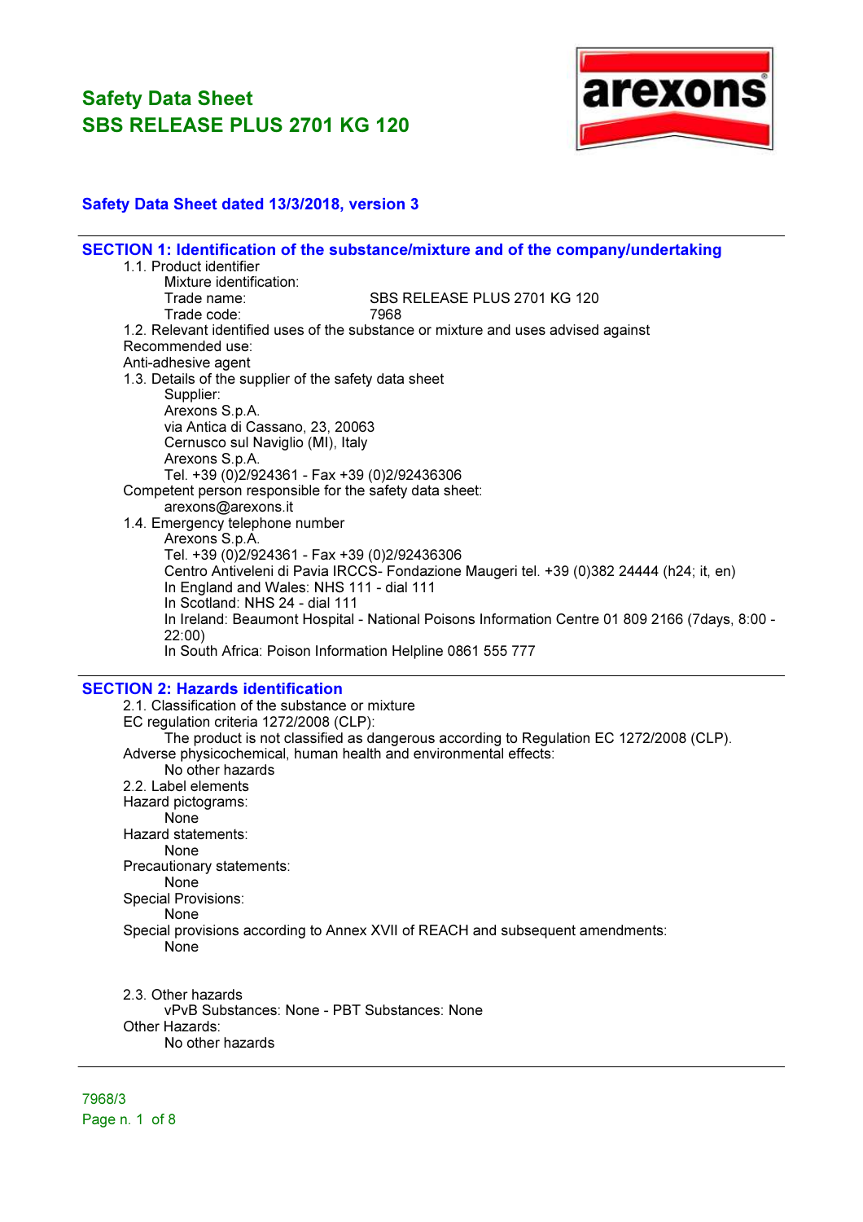# Safety Data Sheet
# SBS RELEASE PLUS 2701 KG 120

**Safety Data Sheet dated 13/3/2018, version 3**

## SECTION 1: Identification of the substance/mixture and of the company/undertaking

1.1. Product identifier
Mixture identification:
Trade name: SBS RELEASE PLUS 2701 KG 120
Trade code: 7968

1.2. Relevant identified uses of the substance or mixture and uses advised against
Recommended use:
Anti-adhesive agent

1.3. Details of the supplier of the safety data sheet
Supplier:
Arexons S.p.A.
via Antica di Cassano, 23, 20063
Cernusco sul Naviglio (MI), Italy
Arexons S.p.A.
Tel. +39 (0)2/924361 - Fax +39 (0)2/92436306
Competent person responsible for the safety data sheet:
arexons@arexons.it

1.4. Emergency telephone number
Arexons S.p.A.
Tel. +39 (0)2/924361 - Fax +39 (0)2/92436306
Centro Antiveleni di Pavia IRCCS- Fondazione Maugeri tel. +39 (0)382 24444 (h24; it, en)
In England and Wales: NHS 111 - dial 111
In Scotland: NHS 24 - dial 111
In Ireland: Beaumont Hospital - National Poisons Information Centre 01 809 2166 (7days, 8:00 - 22:00)
In South Africa: Poison Information Helpline 0861 555 777

## SECTION 2: Hazards identification

2.1. Classification of the substance or mixture
EC regulation criteria 1272/2008 (CLP):
The product is not classified as dangerous according to Regulation EC 1272/2008 (CLP).
Adverse physicochemical, human health and environmental effects:
No other hazards

2.2. Label elements
Hazard pictograms:
None
Hazard statements:
None
Precautionary statements:
None
Special Provisions:
None
Special provisions according to Annex XVII of REACH and subsequent amendments:
None

2.3. Other hazards
vPvB Substances: None - PBT Substances: None
Other Hazards:
No other hazards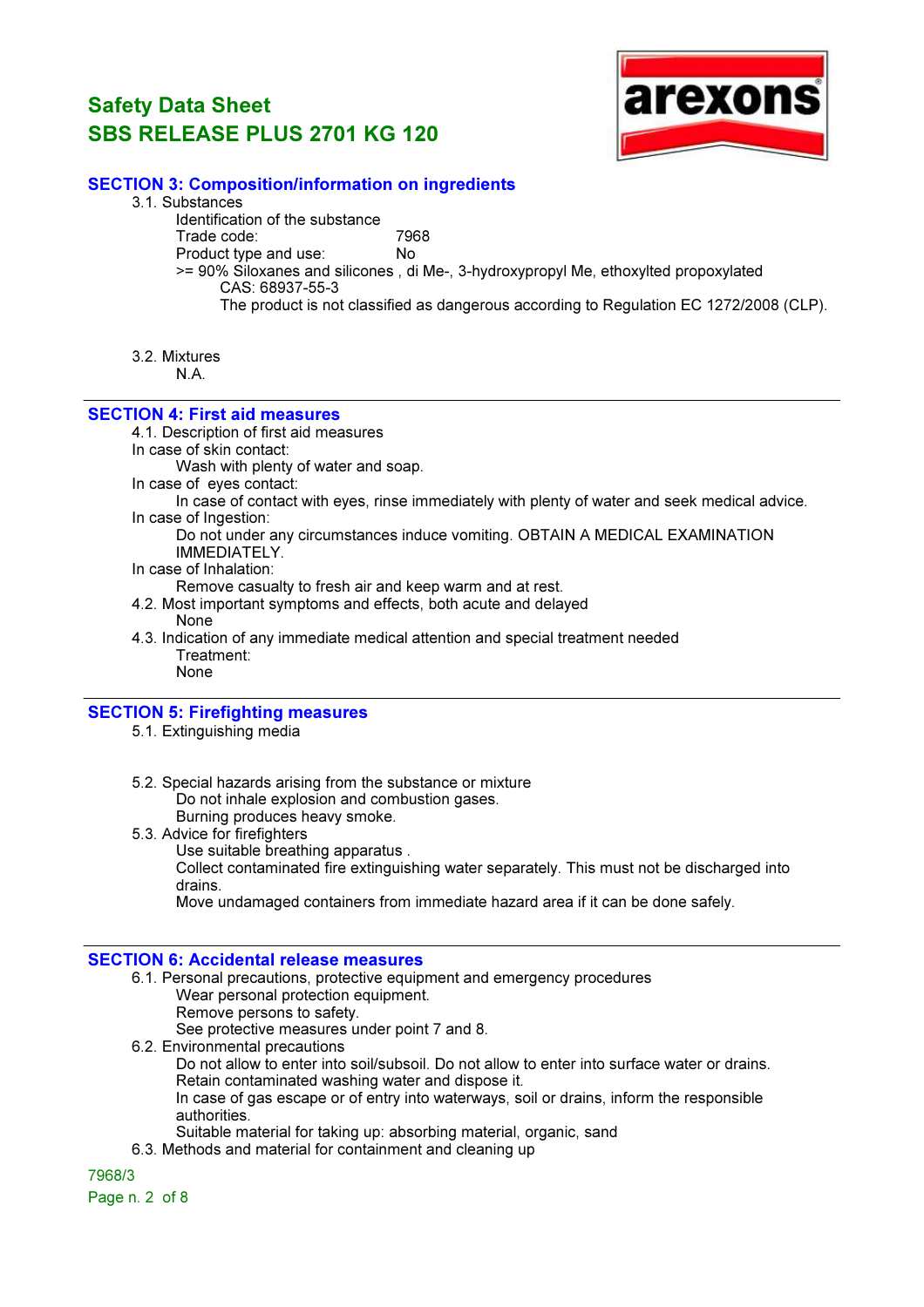## SECTION 3: Composition/information on ingredients

3.1. Substances

Identification of the substance

Trade code: 7968

Product type and use: No

>= 90% Siloxanes and silicones , di Me-, 3-hydroxypropyl Me, ethoxylted propoxylated

CAS: 68937-55-3

The product is not classified as dangerous according to Regulation EC 1272/2008 (CLP).

3.2. Mixtures

N.A.

## SECTION 4: First aid measures

4.1. Description of first aid measures

In case of skin contact:

Wash with plenty of water and soap.

In case of eyes contact:

In case of contact with eyes, rinse immediately with plenty of water and seek medical advice.

In case of Ingestion:

Do not under any circumstances induce vomiting. OBTAIN A MEDICAL EXAMINATION IMMEDIATELY.

In case of Inhalation:

Remove casualty to fresh air and keep warm and at rest.

4.2. Most important symptoms and effects, both acute and delayed

None

4.3. Indication of any immediate medical attention and special treatment needed

Treatment:

None

## SECTION 5: Firefighting measures

5.1. Extinguishing media

5.2. Special hazards arising from the substance or mixture

Do not inhale explosion and combustion gases.

Burning produces heavy smoke.

5.3. Advice for firefighters

Use suitable breathing apparatus .

Collect contaminated fire extinguishing water separately. This must not be discharged into drains.

Move undamaged containers from immediate hazard area if it can be done safely.

## SECTION 6: Accidental release measures

6.1. Personal precautions, protective equipment and emergency procedures

Wear personal protection equipment.

Remove persons to safety.

See protective measures under point 7 and 8.

6.2. Environmental precautions

Do not allow to enter into soil/subsoil. Do not allow to enter into surface water or drains.

Retain contaminated washing water and dispose it.

In case of gas escape or of entry into waterways, soil or drains, inform the responsible authorities.

Suitable material for taking up: absorbing material, organic, sand

6.3. Methods and material for containment and cleaning up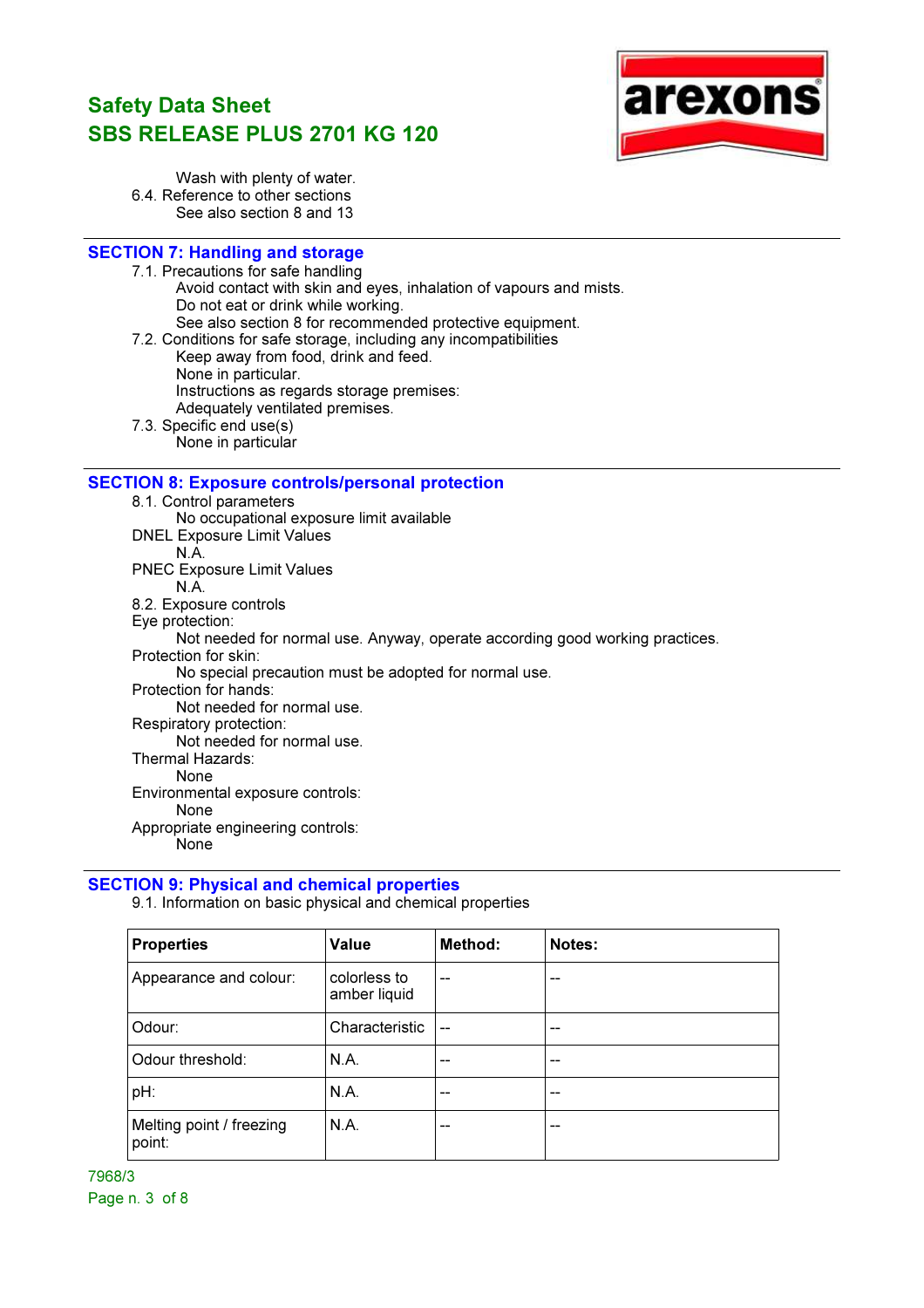Wash with plenty of water.

6.4. Reference to other sections

See also section 8 and 13

## SECTION 7: Handling and storage

7.1. Precautions for safe handling

Avoid contact with skin and eyes, inhalation of vapours and mists.
Do not eat or drink while working.
See also section 8 for recommended protective equipment.

7.2. Conditions for safe storage, including any incompatibilities

Keep away from food, drink and feed.
None in particular.
Instructions as regards storage premises:
Adequately ventilated premises.

7.3. Specific end use(s)

None in particular

## SECTION 8: Exposure controls/personal protection

8.1. Control parameters

No occupational exposure limit available

DNEL Exposure Limit Values

N.A.

PNEC Exposure Limit Values

N.A.

8.2. Exposure controls

Eye protection:

Not needed for normal use. Anyway, operate according good working practices.

Protection for skin:

No special precaution must be adopted for normal use.

Protection for hands:

Not needed for normal use.

Respiratory protection:

Not needed for normal use.

Thermal Hazards:

None

Environmental exposure controls:

None

Appropriate engineering controls:

None

## SECTION 9: Physical and chemical properties

9.1. Information on basic physical and chemical properties

| Properties | Value | Method: | Notes: |
|---|---|---|---|
| Appearance and colour: | colorless to amber liquid | -- | -- |
| Odour: | Characteristic | -- | -- |
| Odour threshold: | N.A. | -- | -- |
| pH: | N.A. | -- | -- |
| Melting point / freezing point: | N.A. | -- | -- |

7968/3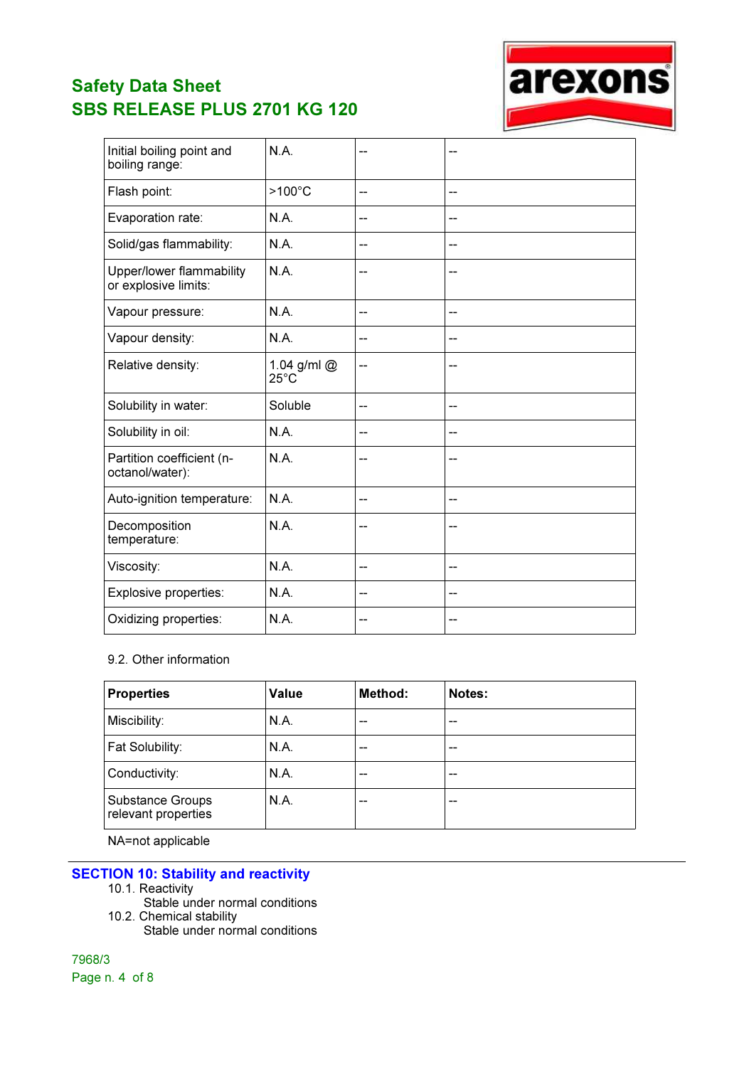| | | | |
|---|---|---|---|
| Initial boiling point and boiling range: | N.A. | -- | -- |
| Flash point: | >100°C | -- | -- |
| Evaporation rate: | N.A. | -- | -- |
| Solid/gas flammability: | N.A. | -- | -- |
| Upper/lower flammability or explosive limits: | N.A. | -- | -- |
| Vapour pressure: | N.A. | -- | -- |
| Vapour density: | N.A. | -- | -- |
| Relative density: | 1.04 g/ml @ 25°C | -- | -- |
| Solubility in water: | Soluble | -- | -- |
| Solubility in oil: | N.A. | -- | -- |
| Partition coefficient (n-octanol/water): | N.A. | -- | -- |
| Auto-ignition temperature: | N.A. | -- | -- |
| Decomposition temperature: | N.A. | -- | -- |
| Viscosity: | N.A. | -- | -- |
| Explosive properties: | N.A. | -- | -- |
| Oxidizing properties: | N.A. | -- | -- |

9.2. Other information

| **Properties** | **Value** | **Method:** | **Notes:** |
|---|---|---|---|
| Miscibility: | N.A. | -- | -- |
| Fat Solubility: | N.A. | -- | -- |
| Conductivity: | N.A. | -- | -- |
| Substance Groups relevant properties | N.A. | -- | -- |

NA=not applicable

## SECTION 10: Stability and reactivity

10.1. Reactivity

Stable under normal conditions

10.2. Chemical stability

Stable under normal conditions

7968/3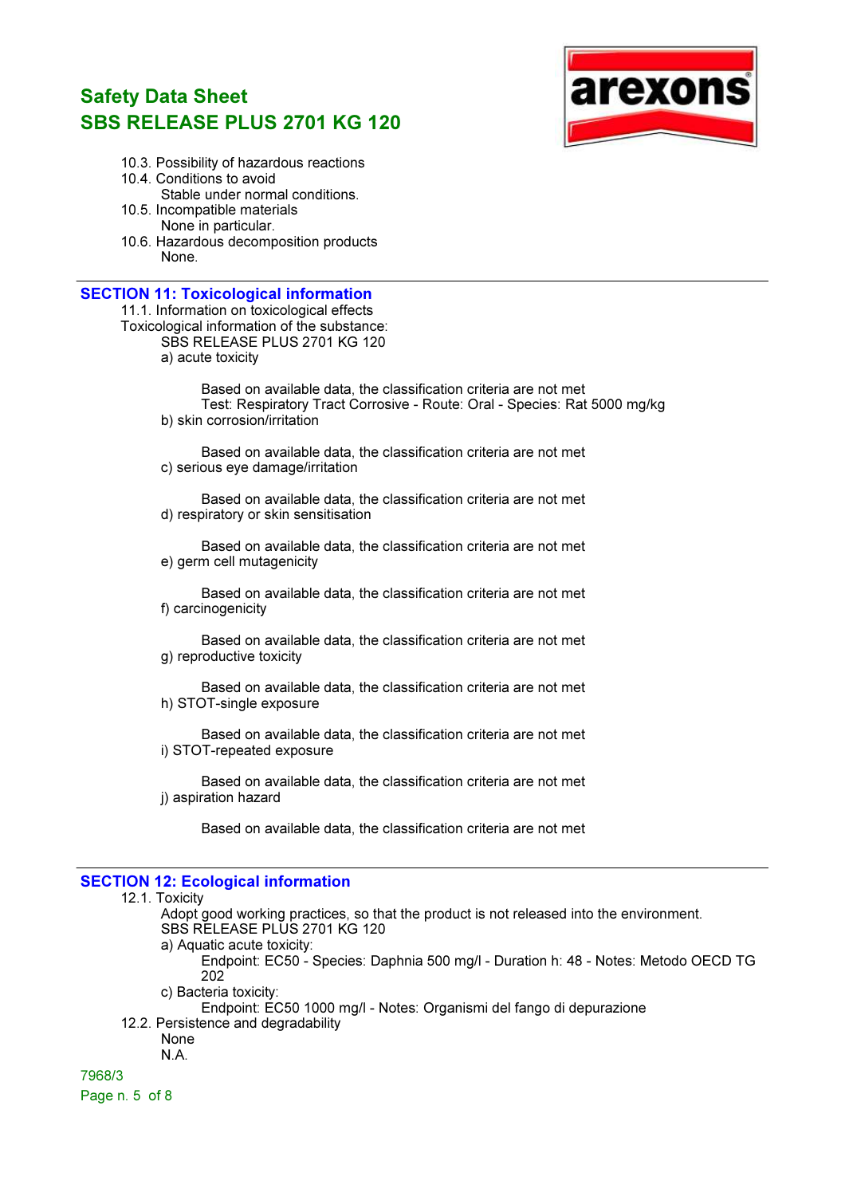10.3. Possibility of hazardous reactions

10.4. Conditions to avoid

Stable under normal conditions.

10.5. Incompatible materials

None in particular.

10.6. Hazardous decomposition products

None.

## SECTION 11: Toxicological information

11.1. Information on toxicological effects

Toxicological information of the substance:

SBS RELEASE PLUS 2701 KG 120

a) acute toxicity

Based on available data, the classification criteria are not met

Test: Respiratory Tract Corrosive - Route: Oral - Species: Rat 5000 mg/kg

b) skin corrosion/irritation

Based on available data, the classification criteria are not met

c) serious eye damage/irritation

Based on available data, the classification criteria are not met

d) respiratory or skin sensitisation

Based on available data, the classification criteria are not met

e) germ cell mutagenicity

Based on available data, the classification criteria are not met

f) carcinogenicity

Based on available data, the classification criteria are not met

g) reproductive toxicity

Based on available data, the classification criteria are not met

h) STOT-single exposure

Based on available data, the classification criteria are not met

i) STOT-repeated exposure

Based on available data, the classification criteria are not met

j) aspiration hazard

Based on available data, the classification criteria are not met

## SECTION 12: Ecological information

12.1. Toxicity

Adopt good working practices, so that the product is not released into the environment.

SBS RELEASE PLUS 2701 KG 120

a) Aquatic acute toxicity:

Endpoint: EC50 - Species: Daphnia 500 mg/l - Duration h: 48 - Notes: Metodo OECD TG 202

c) Bacteria toxicity:

Endpoint: EC50 1000 mg/l - Notes: Organismi del fango di depurazione

12.2. Persistence and degradability

None

N.A.

7968/3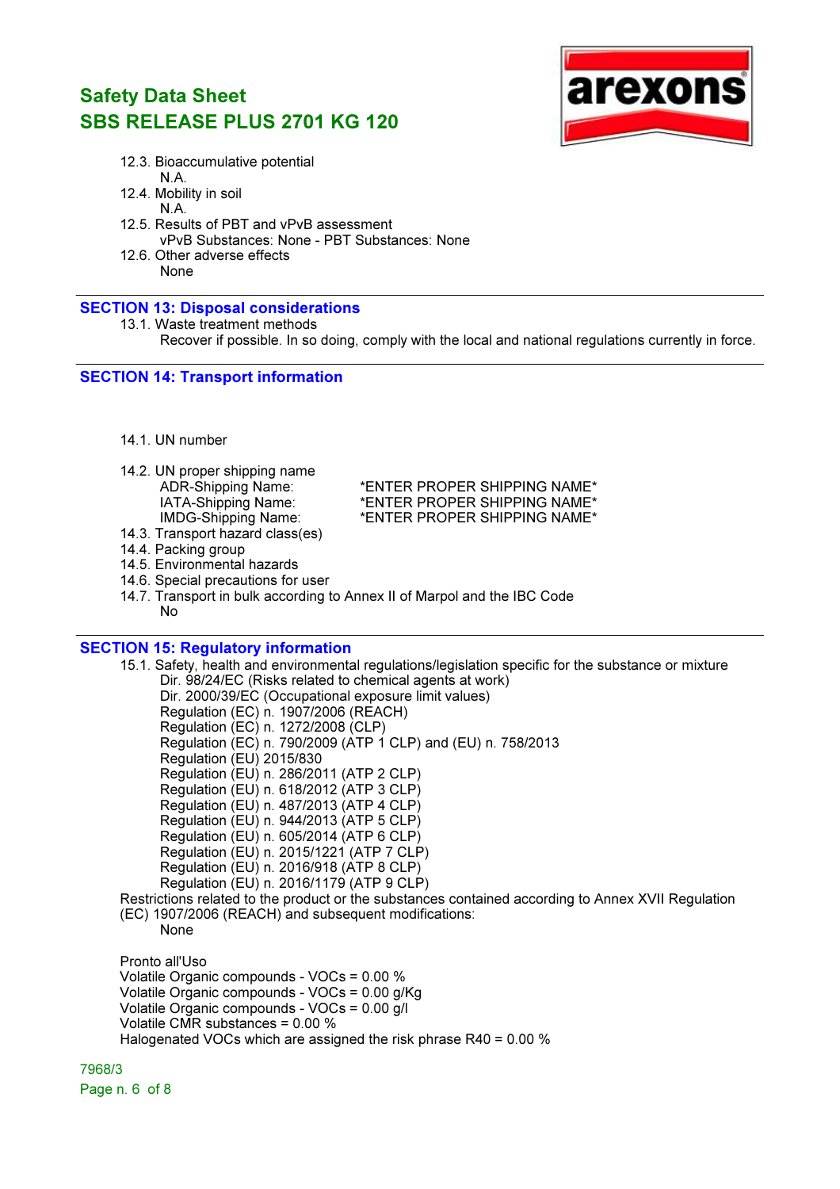12.3. Bioaccumulative potential

N.A.

12.4. Mobility in soil

N.A.

12.5. Results of PBT and vPvB assessment

vPvB Substances: None - PBT Substances: None

12.6. Other adverse effects

None

## SECTION 13: Disposal considerations

13.1. Waste treatment methods

Recover if possible. In so doing, comply with the local and national regulations currently in force.

## SECTION 14: Transport information

14.1. UN number

14.2. UN proper shipping name

| | |
|---|---|
| ADR-Shipping Name: | *ENTER PROPER SHIPPING NAME* |
| IATA-Shipping Name: | *ENTER PROPER SHIPPING NAME* |
| IMDG-Shipping Name: | *ENTER PROPER SHIPPING NAME* |

14.3. Transport hazard class(es)

14.4. Packing group

14.5. Environmental hazards

14.6. Special precautions for user

14.7. Transport in bulk according to Annex II of Marpol and the IBC Code

No

## SECTION 15: Regulatory information

15.1. Safety, health and environmental regulations/legislation specific for the substance or mixture

Dir. 98/24/EC (Risks related to chemical agents at work)
Dir. 2000/39/EC (Occupational exposure limit values)
Regulation (EC) n. 1907/2006 (REACH)
Regulation (EC) n. 1272/2008 (CLP)
Regulation (EC) n. 790/2009 (ATP 1 CLP) and (EU) n. 758/2013
Regulation (EU) 2015/830
Regulation (EU) n. 286/2011 (ATP 2 CLP)
Regulation (EU) n. 618/2012 (ATP 3 CLP)
Regulation (EU) n. 487/2013 (ATP 4 CLP)
Regulation (EU) n. 944/2013 (ATP 5 CLP)
Regulation (EU) n. 605/2014 (ATP 6 CLP)
Regulation (EU) n. 2015/1221 (ATP 7 CLP)
Regulation (EU) n. 2016/918 (ATP 8 CLP)
Regulation (EU) n. 2016/1179 (ATP 9 CLP)

Restrictions related to the product or the substances contained according to Annex XVII Regulation (EC) 1907/2006 (REACH) and subsequent modifications:

None

Pronto all'Uso
Volatile Organic compounds - VOCs = 0.00 %
Volatile Organic compounds - VOCs = 0.00 g/Kg
Volatile Organic compounds - VOCs = 0.00 g/l
Volatile CMR substances = 0.00 %
Halogenated VOCs which are assigned the risk phrase R40 = 0.00 %

7968/3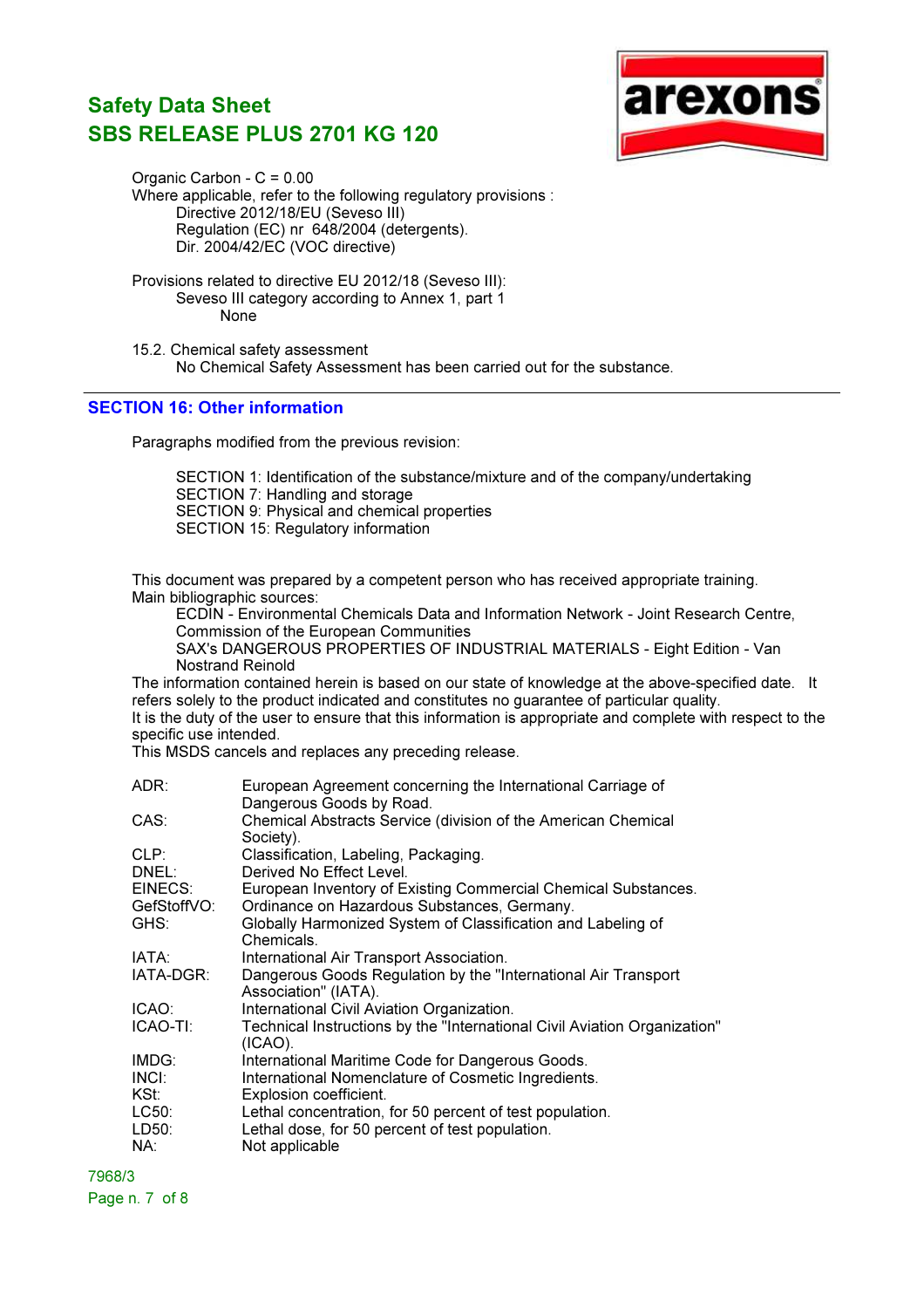Organic Carbon - C = 0.00

Where applicable, refer to the following regulatory provisions :

- Directive 2012/18/EU (Seveso III)
- Regulation (EC) nr 648/2004 (detergents).
- Dir. 2004/42/EC (VOC directive)

Provisions related to directive EU 2012/18 (Seveso III):

Seveso III category according to Annex 1, part 1

None

15.2. Chemical safety assessment

No Chemical Safety Assessment has been carried out for the substance.

---

## SECTION 16: Other information

Paragraphs modified from the previous revision:

- SECTION 1: Identification of the substance/mixture and of the company/undertaking
- SECTION 7: Handling and storage
- SECTION 9: Physical and chemical properties
- SECTION 15: Regulatory information

This document was prepared by a competent person who has received appropriate training.

Main bibliographic sources:

ECDIN - Environmental Chemicals Data and Information Network - Joint Research Centre, Commission of the European Communities

SAX's DANGEROUS PROPERTIES OF INDUSTRIAL MATERIALS - Eight Edition - Van Nostrand Reinold

The information contained herein is based on our state of knowledge at the above-specified date. It refers solely to the product indicated and constitutes no guarantee of particular quality.

It is the duty of the user to ensure that this information is appropriate and complete with respect to the specific use intended.

This MSDS cancels and replaces any preceding release.

| | |
|---|---|
| ADR: | European Agreement concerning the International Carriage of Dangerous Goods by Road. |
| CAS: | Chemical Abstracts Service (division of the American Chemical Society). |
| CLP: | Classification, Labeling, Packaging. |
| DNEL: | Derived No Effect Level. |
| EINECS: | European Inventory of Existing Commercial Chemical Substances. |
| GefStoffVO: | Ordinance on Hazardous Substances, Germany. |
| GHS: | Globally Harmonized System of Classification and Labeling of Chemicals. |
| IATA: | International Air Transport Association. |
| IATA-DGR: | Dangerous Goods Regulation by the "International Air Transport Association" (IATA). |
| ICAO: | International Civil Aviation Organization. |
| ICAO-TI: | Technical Instructions by the "International Civil Aviation Organization" (ICAO). |
| IMDG: | International Maritime Code for Dangerous Goods. |
| INCI: | International Nomenclature of Cosmetic Ingredients. |
| KSt: | Explosion coefficient. |
| LC50: | Lethal concentration, for 50 percent of test population. |
| LD50: | Lethal dose, for 50 percent of test population. |
| NA: | Not applicable |

7968/3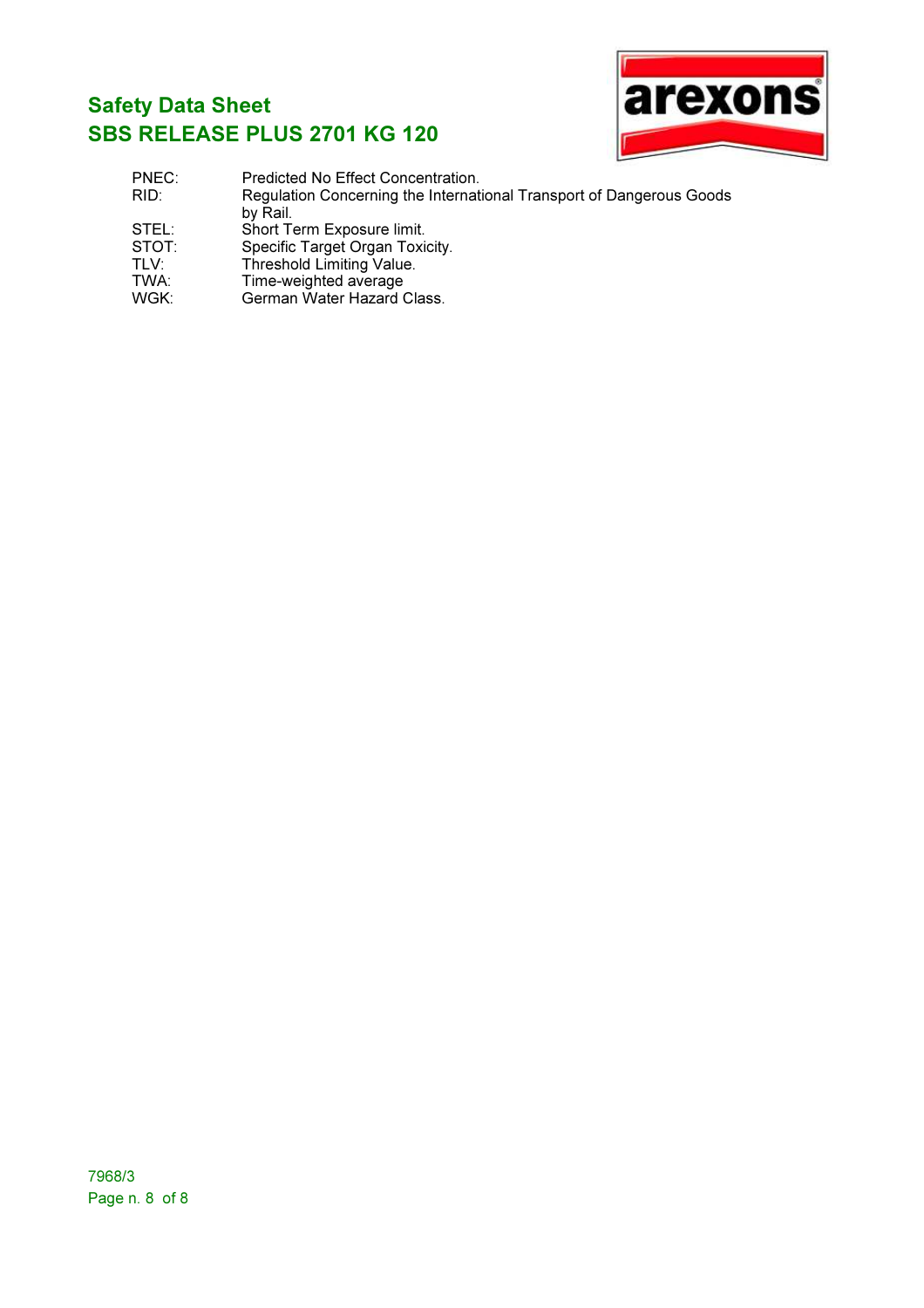| | |
|---|---|
| PNEC: | Predicted No Effect Concentration. |
| RID: | Regulation Concerning the International Transport of Dangerous Goods by Rail. |
| STEL: | Short Term Exposure limit. |
| STOT: | Specific Target Organ Toxicity. |
| TLV: | Threshold Limiting Value. |
| TWA: | Time-weighted average |
| WGK: | German Water Hazard Class. |